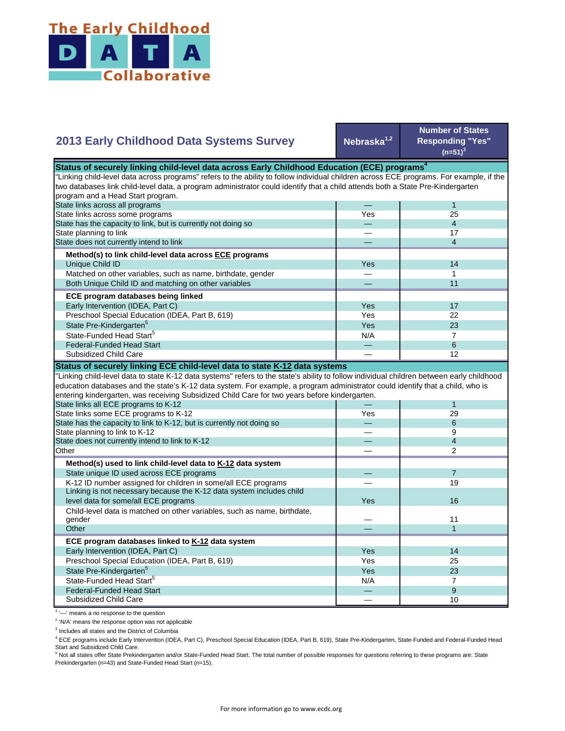# The Early Childhood DATA Collaborative

## 2013 Early Childhood Data Systems Survey

| | Nebraska[1,2] | Number of States Responding "Yes" (n=51)[3] |
|---|---|---|
| **Status of securely linking child-level data across Early Childhood Education (ECE) programs[4]** | | |
| "Linking child-level data across programs" refers to the ability to follow individual children across ECE programs. For example, if the two databases link child-level data, a program administrator could identify that a child attends both a State Pre-Kindergarten program and a Head Start program. | | |
| State links across all programs | — | 1 |
| State links across some programs | Yes | 25 |
| State has the capacity to link, but is currently not doing so | — | 4 |
| State planning to link | — | 17 |
| State does not currently intend to link | — | 4 |
| **Method(s) to link child-level data across ECE programs** | | |
| Unique Child ID | Yes | 14 |
| Matched on other variables, such as name, birthdate, gender | — | 1 |
| Both Unique Child ID and matching on other variables | — | 11 |
| **ECE program databases being linked** | | |
| Early Intervention (IDEA, Part C) | Yes | 17 |
| Preschool Special Education (IDEA, Part B, 619) | Yes | 22 |
| State Pre-Kindergarten[5] | Yes | 23 |
| State-Funded Head Start[5] | N/A | 7 |
| Federal-Funded Head Start | — | 6 |
| Subsidized Child Care | — | 12 |
| **Status of securely linking ECE child-level data to state K-12 data systems** | | |
| "Linking child-level data to state K-12 data systems" refers to the state's ability to follow individual children between early childhood education databases and the state's K-12 data system. For example, a program administrator could identify that a child, who is entering kindergarten, was receiving Subsidized Child Care for two years before kindergarten. | | |
| State links all ECE programs to K-12 | — | 1 |
| State links some ECE programs to K-12 | Yes | 29 |
| State has the capacity to link to K-12, but is currently not doing so | — | 6 |
| State planning to link to K-12 | — | 9 |
| State does not currently intend to link to K-12 | — | 4 |
| Other | — | 2 |
| **Method(s) used to link child-level data to K-12 data system** | | |
| State unique ID used across ECE programs | — | 7 |
| K-12 ID number assigned for children in some/all ECE programs | — | 19 |
| Linking is not necessary because the K-12 data system includes child level data for some/all ECE programs | Yes | 16 |
| Child-level data is matched on other variables, such as name, birthdate, gender | — | 11 |
| Other | — | 1 |
| **ECE program databases linked to K-12 data system** | | |
| Early Intervention (IDEA, Part C) | Yes | 14 |
| Preschool Special Education (IDEA, Part B, 619) | Yes | 25 |
| State Pre-Kindergarten[5] | Yes | 23 |
| State-Funded Head Start[5] | N/A | 7 |
| Federal-Funded Head Start | — | 9 |
| Subsidized Child Care | — | 10 |

[1] '—' means a no response to the question

[2] 'N/A' means the response option was not applicable

[3] Includes all states and the District of Columbia

[4] ECE programs include Early Intervention (IDEA, Part C), Preschool Special Education (IDEA, Part B, 619), State Pre-Kindergarten, State-Funded and Federal-Funded Head Start and Subsidized Child Care.

[5] Not all states offer State Prekindergarten and/or State-Funded Head Start. The total number of possible responses for questions referring to these programs are: State Prekindergarten (n=43) and State-Funded Head Start (n=15).

For more information go to www.ecdc.org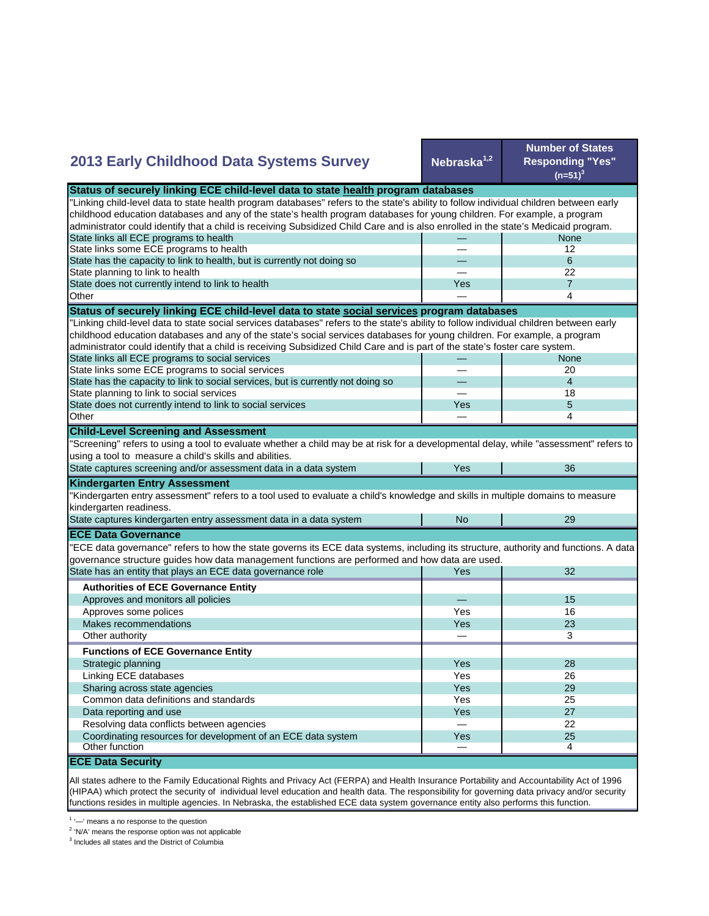## 2013 Early Childhood Data Systems Survey

| | Nebraska[1,2] | Number of States Responding "Yes" (n=51)[3] |
|---|---|---|
| **Status of securely linking ECE child-level data to state health program databases** | | |
| "Linking child-level data to state health program databases" refers to the state's ability to follow individual children between early childhood education databases and any of the state's health program databases for young children. For example, a program administrator could identify that a child is receiving Subsidized Child Care and is also enrolled in the state's Medicaid program. | | |
| State links all ECE programs to health | — | None |
| State links some ECE programs to health | — | 12 |
| State has the capacity to link to health, but is currently not doing so | — | 6 |
| State planning to link to health | — | 22 |
| State does not currently intend to link to health | Yes | 7 |
| Other | — | 4 |
| **Status of securely linking ECE child-level data to state social services program databases** | | |
| "Linking child-level data to state social services databases" refers to the state's ability to follow individual children between early childhood education databases and any of the state's social services databases for young children. For example, a program administrator could identify that a child is receiving Subsidized Child Care and is part of the state's foster care system. | | |
| State links all ECE programs to social services | — | None |
| State links some ECE programs to social services | — | 20 |
| State has the capacity to link to social services, but is currently not doing so | — | 4 |
| State planning to link to social services | — | 18 |
| State does not currently intend to link to social services | Yes | 5 |
| Other | — | 4 |
| **Child-Level Screening and Assessment** | | |
| "Screening" refers to using a tool to evaluate whether a child may be at risk for a developmental delay, while "assessment" refers to using a tool to measure a child's skills and abilities. | | |
| State captures screening and/or assessment data in a data system | Yes | 36 |
| **Kindergarten Entry Assessment** | | |
| "Kindergarten entry assessment" refers to a tool used to evaluate a child's knowledge and skills in multiple domains to measure kindergarten readiness. | | |
| State captures kindergarten entry assessment data in a data system | No | 29 |
| **ECE Data Governance** | | |
| "ECE data governance" refers to how the state governs its ECE data systems, including its structure, authority and functions. A data governance structure guides how data management functions are performed and how data are used. | | |
| State has an entity that plays an ECE data governance role | Yes | 32 |
| **Authorities of ECE Governance Entity** | | |
| Approves and monitors all policies | — | 15 |
| Approves some polices | Yes | 16 |
| Makes recommendations | Yes | 23 |
| Other authority | — | 3 |
| **Functions of ECE Governance Entity** | | |
| Strategic planning | Yes | 28 |
| Linking ECE databases | Yes | 26 |
| Sharing across state agencies | Yes | 29 |
| Common data definitions and standards | Yes | 25 |
| Data reporting and use | Yes | 27 |
| Resolving data conflicts between agencies | — | 22 |
| Coordinating resources for development of an ECE data system | Yes | 25 |
| Other function | — | 4 |
| **ECE Data Security** | | |
| All states adhere to the Family Educational Rights and Privacy Act (FERPA) and Health Insurance Portability and Accountability Act of 1996 (HIPAA) which protect the security of individual level education and health data. The responsibility for governing data privacy and/or security functions resides in multiple agencies. In Nebraska, the established ECE data system governance entity also performs this function. | | |

[1] '—' means a no response to the question

[2] 'N/A' means the response option was not applicable

[3] Includes all states and the District of Columbia